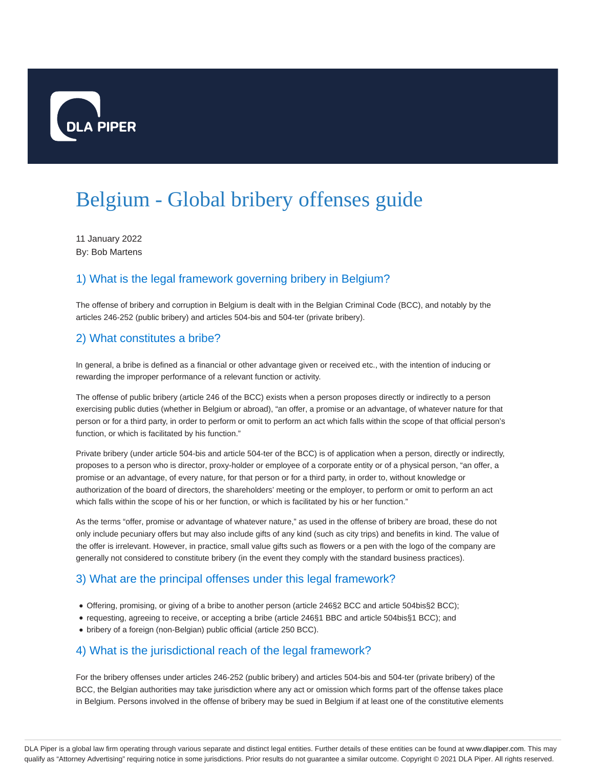# Belgium - Global bribery offenses guide

11 January 2022
By: Bob Martens

## 1) What is the legal framework governing bribery in Belgium?

The offense of bribery and corruption in Belgium is dealt with in the Belgian Criminal Code (BCC), and notably by the articles 246-252 (public bribery) and articles 504-bis and 504-ter (private bribery).

## 2) What constitutes a bribe?

In general, a bribe is defined as a financial or other advantage given or received etc., with the intention of inducing or rewarding the improper performance of a relevant function or activity.

The offense of public bribery (article 246 of the BCC) exists when a person proposes directly or indirectly to a person exercising public duties (whether in Belgium or abroad), "an offer, a promise or an advantage, of whatever nature for that person or for a third party, in order to perform or omit to perform an act which falls within the scope of that official person's function, or which is facilitated by his function."

Private bribery (under article 504-bis and article 504-ter of the BCC) is of application when a person, directly or indirectly, proposes to a person who is director, proxy-holder or employee of a corporate entity or of a physical person, "an offer, a promise or an advantage, of every nature, for that person or for a third party, in order to, without knowledge or authorization of the board of directors, the shareholders' meeting or the employer, to perform or omit to perform an act which falls within the scope of his or her function, or which is facilitated by his or her function."

As the terms "offer, promise or advantage of whatever nature," as used in the offense of bribery are broad, these do not only include pecuniary offers but may also include gifts of any kind (such as city trips) and benefits in kind. The value of the offer is irrelevant. However, in practice, small value gifts such as flowers or a pen with the logo of the company are generally not considered to constitute bribery (in the event they comply with the standard business practices).

## 3) What are the principal offenses under this legal framework?

- Offering, promising, or giving of a bribe to another person (article 246§2 BCC and article 504bis§2 BCC);
- requesting, agreeing to receive, or accepting a bribe (article 246§1 BBC and article 504bis§1 BCC); and
- bribery of a foreign (non-Belgian) public official (article 250 BCC).

## 4) What is the jurisdictional reach of the legal framework?

For the bribery offenses under articles 246-252 (public bribery) and articles 504-bis and 504-ter (private bribery) of the BCC, the Belgian authorities may take jurisdiction where any act or omission which forms part of the offense takes place in Belgium. Persons involved in the offense of bribery may be sued in Belgium if at least one of the constitutive elements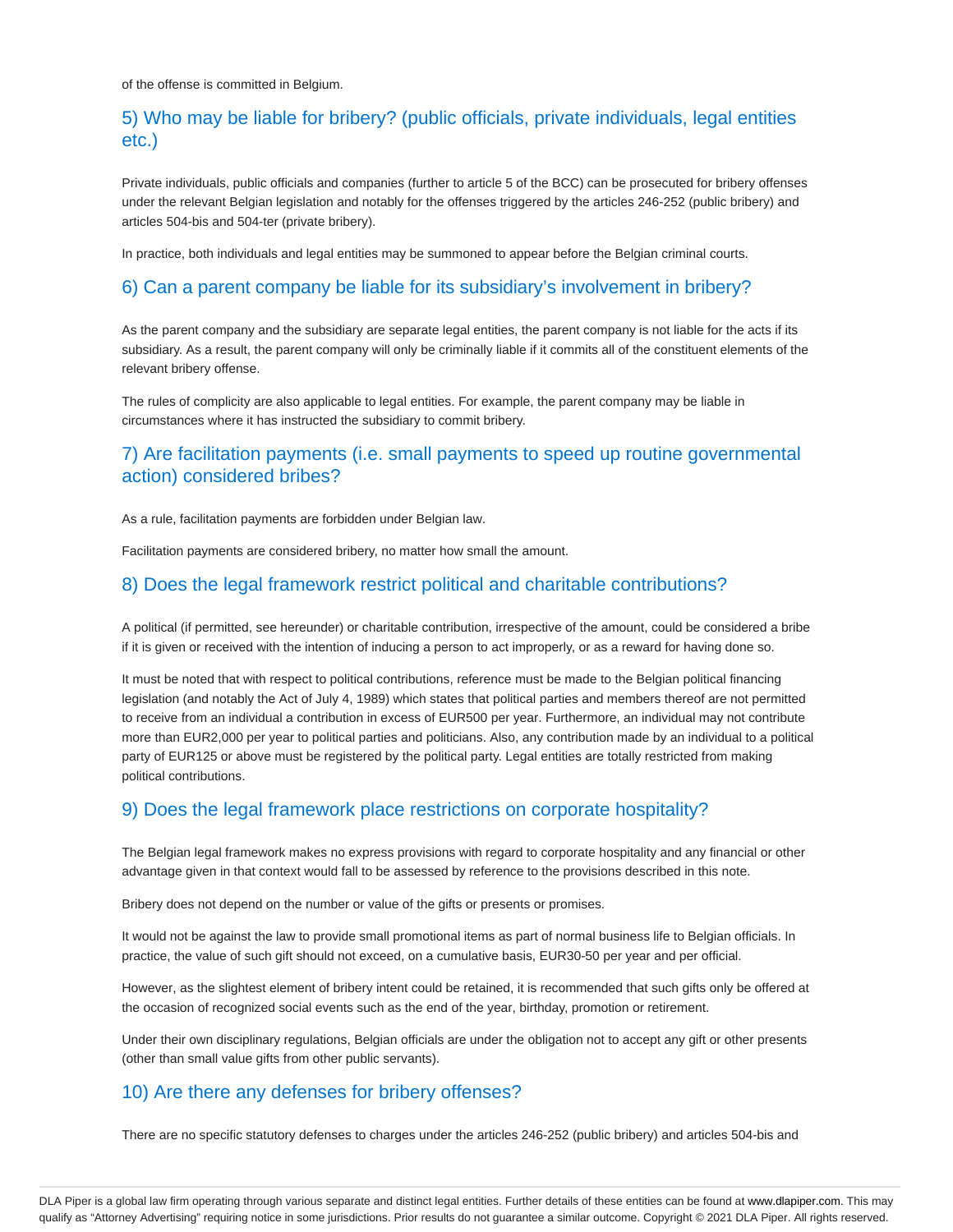of the offense is committed in Belgium.

## 5) Who may be liable for bribery? (public officials, private individuals, legal entities etc.)

Private individuals, public officials and companies (further to article 5 of the BCC) can be prosecuted for bribery offenses under the relevant Belgian legislation and notably for the offenses triggered by the articles 246-252 (public bribery) and articles 504-bis and 504-ter (private bribery).

In practice, both individuals and legal entities may be summoned to appear before the Belgian criminal courts.

## 6) Can a parent company be liable for its subsidiary's involvement in bribery?

As the parent company and the subsidiary are separate legal entities, the parent company is not liable for the acts if its subsidiary. As a result, the parent company will only be criminally liable if it commits all of the constituent elements of the relevant bribery offense.

The rules of complicity are also applicable to legal entities. For example, the parent company may be liable in circumstances where it has instructed the subsidiary to commit bribery.

## 7) Are facilitation payments (i.e. small payments to speed up routine governmental action) considered bribes?

As a rule, facilitation payments are forbidden under Belgian law.

Facilitation payments are considered bribery, no matter how small the amount.

## 8) Does the legal framework restrict political and charitable contributions?

A political (if permitted, see hereunder) or charitable contribution, irrespective of the amount, could be considered a bribe if it is given or received with the intention of inducing a person to act improperly, or as a reward for having done so.

It must be noted that with respect to political contributions, reference must be made to the Belgian political financing legislation (and notably the Act of July 4, 1989) which states that political parties and members thereof are not permitted to receive from an individual a contribution in excess of EUR500 per year. Furthermore, an individual may not contribute more than EUR2,000 per year to political parties and politicians. Also, any contribution made by an individual to a political party of EUR125 or above must be registered by the political party. Legal entities are totally restricted from making political contributions.

## 9) Does the legal framework place restrictions on corporate hospitality?

The Belgian legal framework makes no express provisions with regard to corporate hospitality and any financial or other advantage given in that context would fall to be assessed by reference to the provisions described in this note.

Bribery does not depend on the number or value of the gifts or presents or promises.

It would not be against the law to provide small promotional items as part of normal business life to Belgian officials. In practice, the value of such gift should not exceed, on a cumulative basis, EUR30-50 per year and per official.

However, as the slightest element of bribery intent could be retained, it is recommended that such gifts only be offered at the occasion of recognized social events such as the end of the year, birthday, promotion or retirement.

Under their own disciplinary regulations, Belgian officials are under the obligation not to accept any gift or other presents (other than small value gifts from other public servants).

## 10) Are there any defenses for bribery offenses?

There are no specific statutory defenses to charges under the articles 246-252 (public bribery) and articles 504-bis and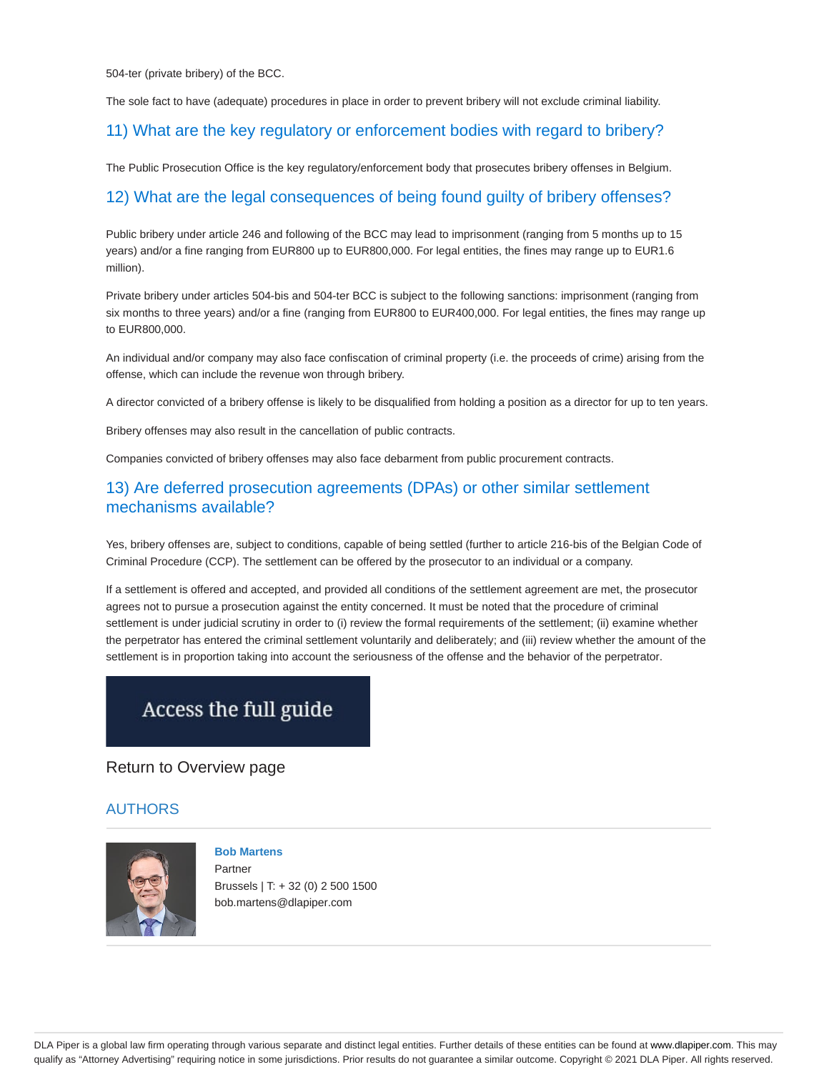504-ter (private bribery) of the BCC.

The sole fact to have (adequate) procedures in place in order to prevent bribery will not exclude criminal liability.

## 11) What are the key regulatory or enforcement bodies with regard to bribery?

The Public Prosecution Office is the key regulatory/enforcement body that prosecutes bribery offenses in Belgium.

## 12) What are the legal consequences of being found guilty of bribery offenses?

Public bribery under article 246 and following of the BCC may lead to imprisonment (ranging from 5 months up to 15 years) and/or a fine ranging from EUR800 up to EUR800,000. For legal entities, the fines may range up to EUR1.6 million).

Private bribery under articles 504-bis and 504-ter BCC is subject to the following sanctions: imprisonment (ranging from six months to three years) and/or a fine (ranging from EUR800 to EUR400,000. For legal entities, the fines may range up to EUR800,000.

An individual and/or company may also face confiscation of criminal property (i.e. the proceeds of crime) arising from the offense, which can include the revenue won through bribery.

A director convicted of a bribery offense is likely to be disqualified from holding a position as a director for up to ten years.

Bribery offenses may also result in the cancellation of public contracts.

Companies convicted of bribery offenses may also face debarment from public procurement contracts.

## 13) Are deferred prosecution agreements (DPAs) or other similar settlement mechanisms available?

Yes, bribery offenses are, subject to conditions, capable of being settled (further to article 216-bis of the Belgian Code of Criminal Procedure (CCP). The settlement can be offered by the prosecutor to an individual or a company.

If a settlement is offered and accepted, and provided all conditions of the settlement agreement are met, the prosecutor agrees not to pursue a prosecution against the entity concerned. It must be noted that the procedure of criminal settlement is under judicial scrutiny in order to (i) review the formal requirements of the settlement; (ii) examine whether the perpetrator has entered the criminal settlement voluntarily and deliberately; and (iii) review whether the amount of the settlement is in proportion taking into account the seriousness of the offense and the behavior of the perpetrator.

Access the full guide

Return to Overview page

## AUTHORS

**Bob Martens**
Partner
Brussels | T: + 32 (0) 2 500 1500
bob.martens@dlapiper.com

DLA Piper is a global law firm operating through various separate and distinct legal entities. Further details of these entities can be found at www.dlapiper.com. This may qualify as "Attorney Advertising" requiring notice in some jurisdictions. Prior results do not guarantee a similar outcome. Copyright © 2021 DLA Piper. All rights reserved.